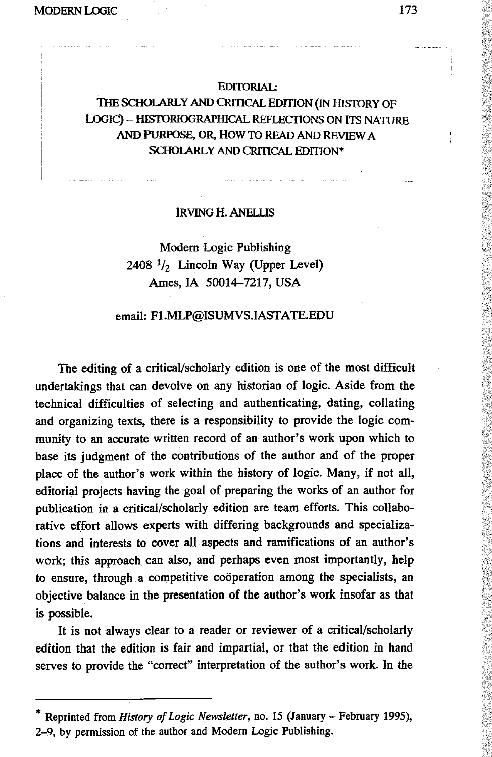# EDITORIAL: THE SCHOLARLY AND CRITICAL EDITION (IN HISTORY OF LOGIC) – HISTORIOGRAPHICAL REFLECTIONS ON ITS NATURE AND PURPOSE, OR, HOW TO READ AND REVIEW A SCHOLARLY AND CRITICAL EDITION*

IRVING H. ANELLIS

Modern Logic Publishing
2408 $^{1}/_{2}$ Lincoln Way (Upper Level)
Ames, IA 50014–7217, USA

email: F1.MLP@ISUMVS.IASTATE.EDU

The editing of a critical/scholarly edition is one of the most difficult undertakings that can devolve on any historian of logic. Aside from the technical difficulties of selecting and authenticating, dating, collating and organizing texts, there is a responsibility to provide the logic community to an accurate written record of an author's work upon which to base its judgment of the contributions of the author and of the proper place of the author's work within the history of logic. Many, if not all, editorial projects having the goal of preparing the works of an author for publication in a critical/scholarly edition are team efforts. This collaborative effort allows experts with differing backgrounds and specializations and interests to cover all aspects and ramifications of an author's work; this approach can also, and perhaps even most importantly, help to ensure, through a competitive coöperation among the specialists, an objective balance in the presentation of the author's work insofar as that is possible.

It is not always clear to a reader or reviewer of a critical/scholarly edition that the edition is fair and impartial, or that the edition in hand serves to provide the "correct" interpretation of the author's work. In the

---

* Reprinted from *History of Logic Newsletter*, no. 15 (January – February 1995), 2–9, by permission of the author and Modern Logic Publishing.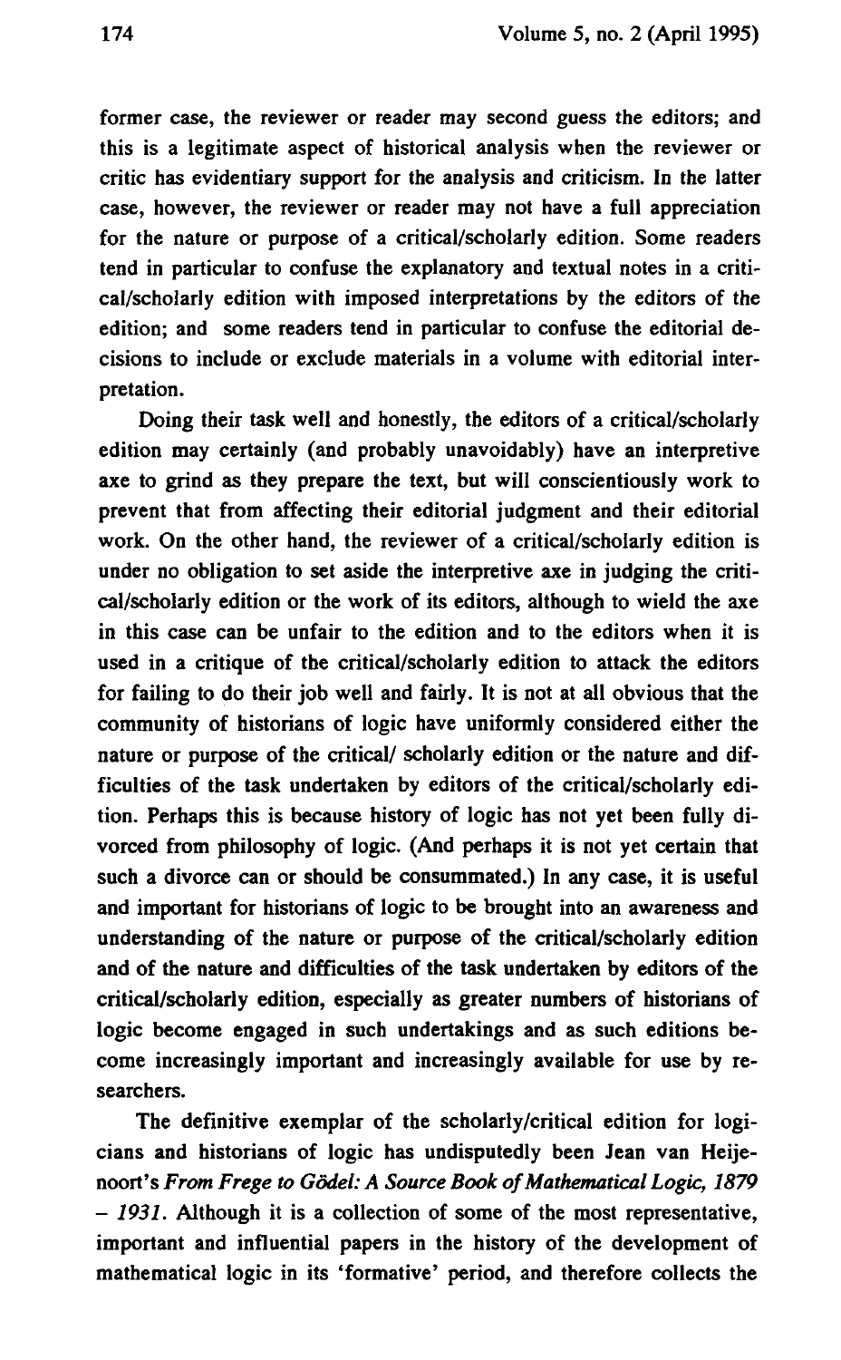former case, the reviewer or reader may second guess the editors; and this is a legitimate aspect of historical analysis when the reviewer or critic has evidentiary support for the analysis and criticism. In the latter case, however, the reviewer or reader may not have a full appreciation for the nature or purpose of a critical/scholarly edition. Some readers tend in particular to confuse the explanatory and textual notes in a critical/scholarly edition with imposed interpretations by the editors of the edition; and some readers tend in particular to confuse the editorial decisions to include or exclude materials in a volume with editorial interpretation.

Doing their task well and honestly, the editors of a critical/scholarly edition may certainly (and probably unavoidably) have an interpretive axe to grind as they prepare the text, but will conscientiously work to prevent that from affecting their editorial judgment and their editorial work. On the other hand, the reviewer of a critical/scholarly edition is under no obligation to set aside the interpretive axe in judging the critical/scholarly edition or the work of its editors, although to wield the axe in this case can be unfair to the edition and to the editors when it is used in a critique of the critical/scholarly edition to attack the editors for failing to do their job well and fairly. It is not at all obvious that the community of historians of logic have uniformly considered either the nature or purpose of the critical/ scholarly edition or the nature and difficulties of the task undertaken by editors of the critical/scholarly edition. Perhaps this is because history of logic has not yet been fully divorced from philosophy of logic. (And perhaps it is not yet certain that such a divorce can or should be consummated.) In any case, it is useful and important for historians of logic to be brought into an awareness and understanding of the nature or purpose of the critical/scholarly edition and of the nature and difficulties of the task undertaken by editors of the critical/scholarly edition, especially as greater numbers of historians of logic become engaged in such undertakings and as such editions become increasingly important and increasingly available for use by researchers.

The definitive exemplar of the scholarly/critical edition for logicians and historians of logic has undisputedly been Jean van Heijenoort's *From Frege to Gödel: A Source Book of Mathematical Logic, 1879 – 1931*. Although it is a collection of some of the most representative, important and influential papers in the history of the development of mathematical logic in its 'formative' period, and therefore collects the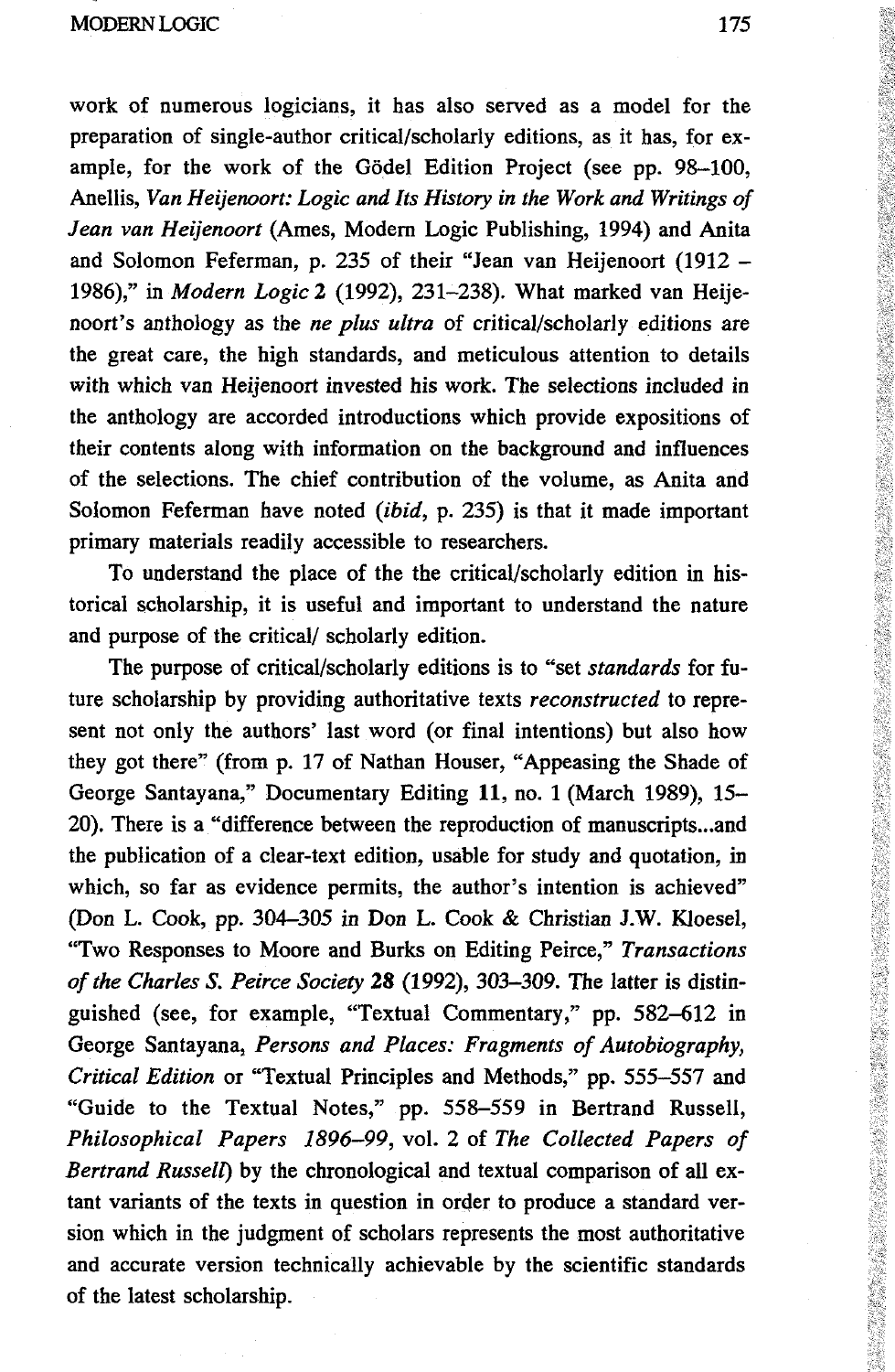work of numerous logicians, it has also served as a model for the preparation of single-author critical/scholarly editions, as it has, for example, for the work of the Gödel Edition Project (see pp. 98–100, Anellis, *Van Heijenoort: Logic and Its History in the Work and Writings of Jean van Heijenoort* (Ames, Modern Logic Publishing, 1994) and Anita and Solomon Feferman, p. 235 of their "Jean van Heijenoort (1912 – 1986)," in *Modern Logic* **2** (1992), 231–238). What marked van Heijenoort's anthology as the *ne plus ultra* of critical/scholarly editions are the great care, the high standards, and meticulous attention to details with which van Heijenoort invested his work. The selections included in the anthology are accorded introductions which provide expositions of their contents along with information on the background and influences of the selections. The chief contribution of the volume, as Anita and Solomon Feferman have noted (*ibid*, p. 235) is that it made important primary materials readily accessible to researchers.

To understand the place of the the critical/scholarly edition in historical scholarship, it is useful and important to understand the nature and purpose of the critical/ scholarly edition.

The purpose of critical/scholarly editions is to "set *standards* for future scholarship by providing authoritative texts *reconstructed* to represent not only the authors' last word (or final intentions) but also how they got there" (from p. 17 of Nathan Houser, "Appeasing the Shade of George Santayana," Documentary Editing **11**, no. 1 (March 1989), 15–20). There is a "difference between the reproduction of manuscripts...and the publication of a clear-text edition, usable for study and quotation, in which, so far as evidence permits, the author's intention is achieved" (Don L. Cook, pp. 304–305 in Don L. Cook & Christian J.W. Kloesel, "Two Responses to Moore and Burks on Editing Peirce," *Transactions of the Charles S. Peirce Society* **28** (1992), 303–309. The latter is distinguished (see, for example, "Textual Commentary," pp. 582–612 in George Santayana, *Persons and Places: Fragments of Autobiography, Critical Edition* or "Textual Principles and Methods," pp. 555–557 and "Guide to the Textual Notes," pp. 558–559 in Bertrand Russell, *Philosophical Papers 1896–99*, vol. 2 of *The Collected Papers of Bertrand Russell*) by the chronological and textual comparison of all extant variants of the texts in question in order to produce a standard version which in the judgment of scholars represents the most authoritative and accurate version technically achievable by the scientific standards of the latest scholarship.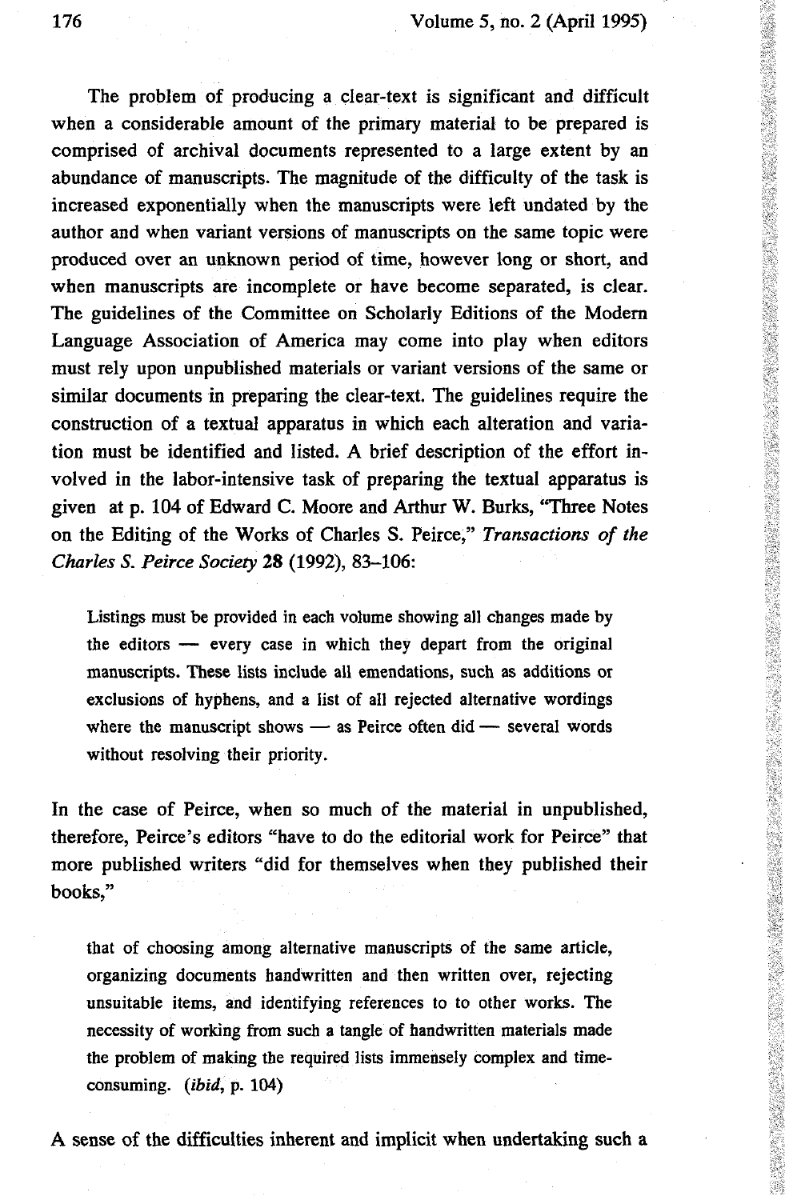The problem of producing a clear-text is significant and difficult when a considerable amount of the primary material to be prepared is comprised of archival documents represented to a large extent by an abundance of manuscripts. The magnitude of the difficulty of the task is increased exponentially when the manuscripts were left undated by the author and when variant versions of manuscripts on the same topic were produced over an unknown period of time, however long or short, and when manuscripts are incomplete or have become separated, is clear. The guidelines of the Committee on Scholarly Editions of the Modern Language Association of America may come into play when editors must rely upon unpublished materials or variant versions of the same or similar documents in preparing the clear-text. The guidelines require the construction of a textual apparatus in which each alteration and variation must be identified and listed. A brief description of the effort involved in the labor-intensive task of preparing the textual apparatus is given at p. 104 of Edward C. Moore and Arthur W. Burks, "Three Notes on the Editing of the Works of Charles S. Peirce," *Transactions of the Charles S. Peirce Society* **28** (1992), 83–106:

> Listings must be provided in each volume showing all changes made by the editors — every case in which they depart from the original manuscripts. These lists include all emendations, such as additions or exclusions of hyphens, and a list of all rejected alternative wordings where the manuscript shows — as Peirce often did — several words without resolving their priority.

In the case of Peirce, when so much of the material in unpublished, therefore, Peirce's editors "have to do the editorial work for Peirce" that more published writers "did for themselves when they published their books,"

> that of choosing among alternative manuscripts of the same article, organizing documents handwritten and then written over, rejecting unsuitable items, and identifying references to to other works. The necessity of working from such a tangle of handwritten materials made the problem of making the required lists immensely complex and time-consuming. (*ibid*, p. 104)

A sense of the difficulties inherent and implicit when undertaking such a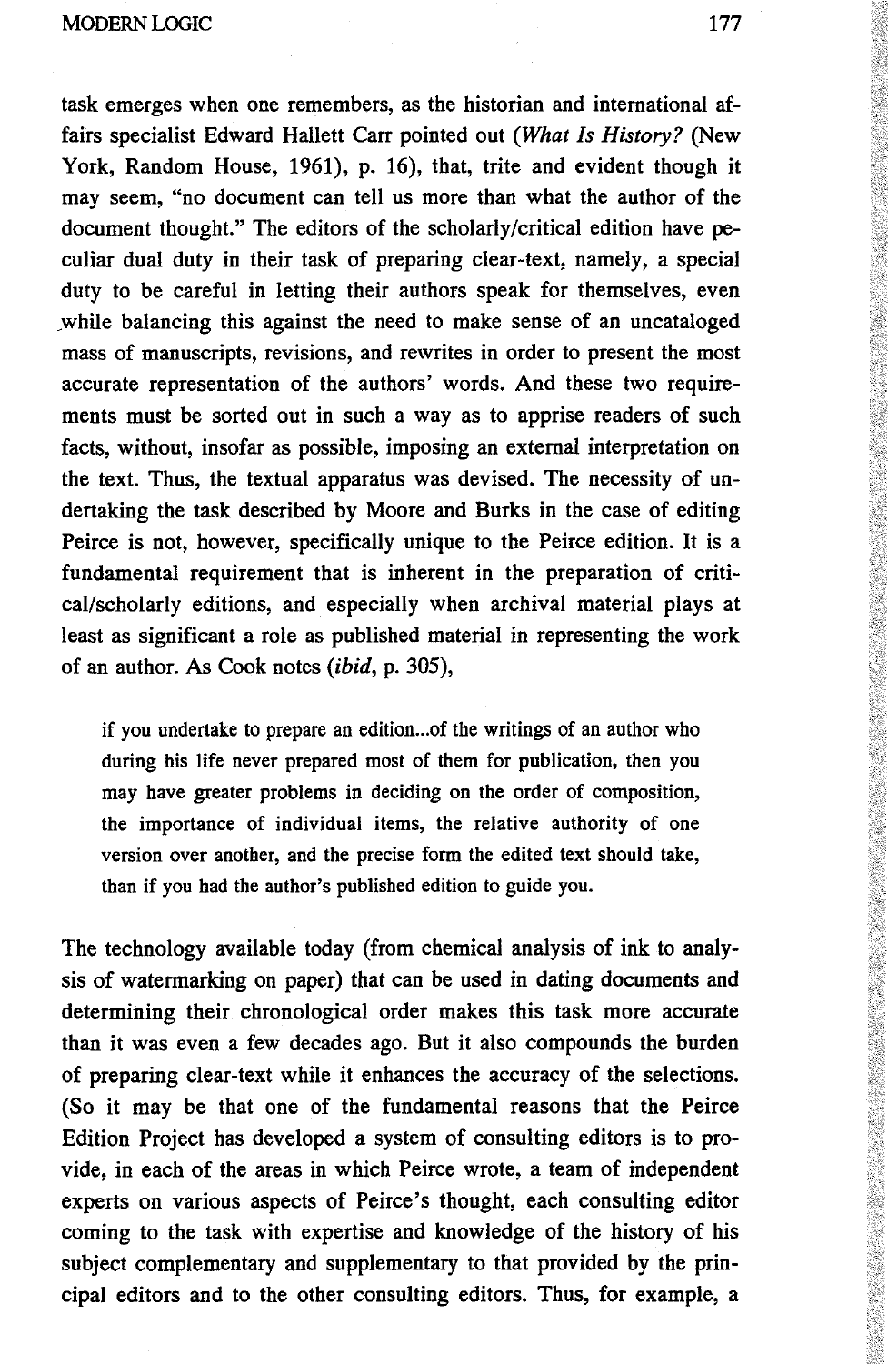task emerges when one remembers, as the historian and international affairs specialist Edward Hallett Carr pointed out (*What Is History?* (New York, Random House, 1961), p. 16), that, trite and evident though it may seem, "no document can tell us more than what the author of the document thought." The editors of the scholarly/critical edition have peculiar dual duty in their task of preparing clear-text, namely, a special duty to be careful in letting their authors speak for themselves, even while balancing this against the need to make sense of an uncataloged mass of manuscripts, revisions, and rewrites in order to present the most accurate representation of the authors' words. And these two requirements must be sorted out in such a way as to apprise readers of such facts, without, insofar as possible, imposing an external interpretation on the text. Thus, the textual apparatus was devised. The necessity of undertaking the task described by Moore and Burks in the case of editing Peirce is not, however, specifically unique to the Peirce edition. It is a fundamental requirement that is inherent in the preparation of critical/scholarly editions, and especially when archival material plays at least as significant a role as published material in representing the work of an author. As Cook notes (*ibid*, p. 305),

> if you undertake to prepare an edition...of the writings of an author who during his life never prepared most of them for publication, then you may have greater problems in deciding on the order of composition, the importance of individual items, the relative authority of one version over another, and the precise form the edited text should take, than if you had the author's published edition to guide you.

The technology available today (from chemical analysis of ink to analysis of watermarking on paper) that can be used in dating documents and determining their chronological order makes this task more accurate than it was even a few decades ago. But it also compounds the burden of preparing clear-text while it enhances the accuracy of the selections. (So it may be that one of the fundamental reasons that the Peirce Edition Project has developed a system of consulting editors is to provide, in each of the areas in which Peirce wrote, a team of independent experts on various aspects of Peirce's thought, each consulting editor coming to the task with expertise and knowledge of the history of his subject complementary and supplementary to that provided by the principal editors and to the other consulting editors. Thus, for example, a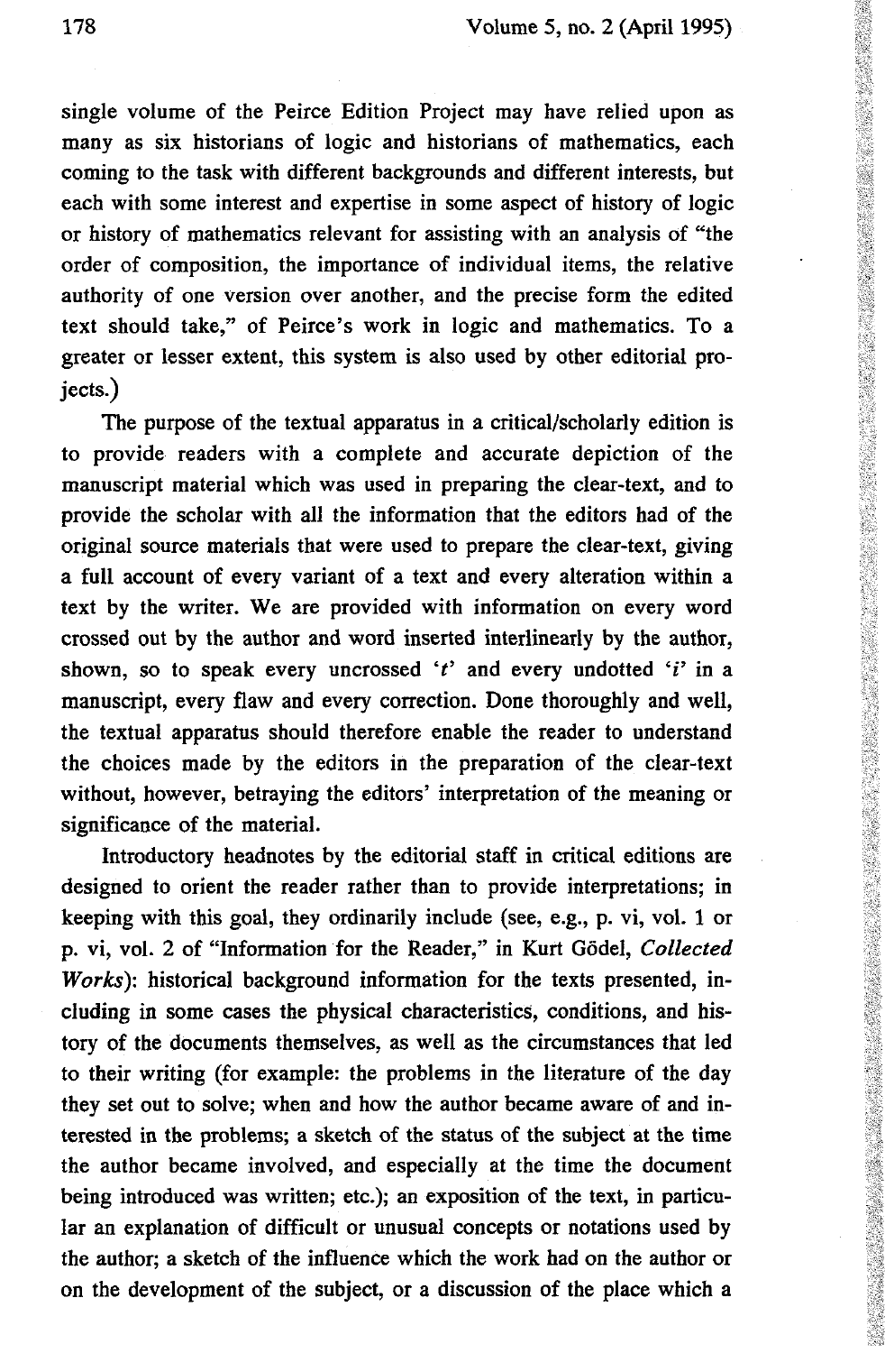single volume of the Peirce Edition Project may have relied upon as many as six historians of logic and historians of mathematics, each coming to the task with different backgrounds and different interests, but each with some interest and expertise in some aspect of history of logic or history of mathematics relevant for assisting with an analysis of "the order of composition, the importance of individual items, the relative authority of one version over another, and the precise form the edited text should take," of Peirce's work in logic and mathematics. To a greater or lesser extent, this system is also used by other editorial projects.)

The purpose of the textual apparatus in a critical/scholarly edition is to provide readers with a complete and accurate depiction of the manuscript material which was used in preparing the clear-text, and to provide the scholar with all the information that the editors had of the original source materials that were used to prepare the clear-text, giving a full account of every variant of a text and every alteration within a text by the writer. We are provided with information on every word crossed out by the author and word inserted interlinearly by the author, shown, so to speak every uncrossed '*t*' and every undotted '*i*' in a manuscript, every flaw and every correction. Done thoroughly and well, the textual apparatus should therefore enable the reader to understand the choices made by the editors in the preparation of the clear-text without, however, betraying the editors' interpretation of the meaning or significance of the material.

Introductory headnotes by the editorial staff in critical editions are designed to orient the reader rather than to provide interpretations; in keeping with this goal, they ordinarily include (see, e.g., p. vi, vol. 1 or p. vi, vol. 2 of "Information for the Reader," in Kurt Gödel, *Collected Works*): historical background information for the texts presented, including in some cases the physical characteristics, conditions, and history of the documents themselves, as well as the circumstances that led to their writing (for example: the problems in the literature of the day they set out to solve; when and how the author became aware of and interested in the problems; a sketch of the status of the subject at the time the author became involved, and especially at the time the document being introduced was written; etc.); an exposition of the text, in particular an explanation of difficult or unusual concepts or notations used by the author; a sketch of the influence which the work had on the author or on the development of the subject, or a discussion of the place which a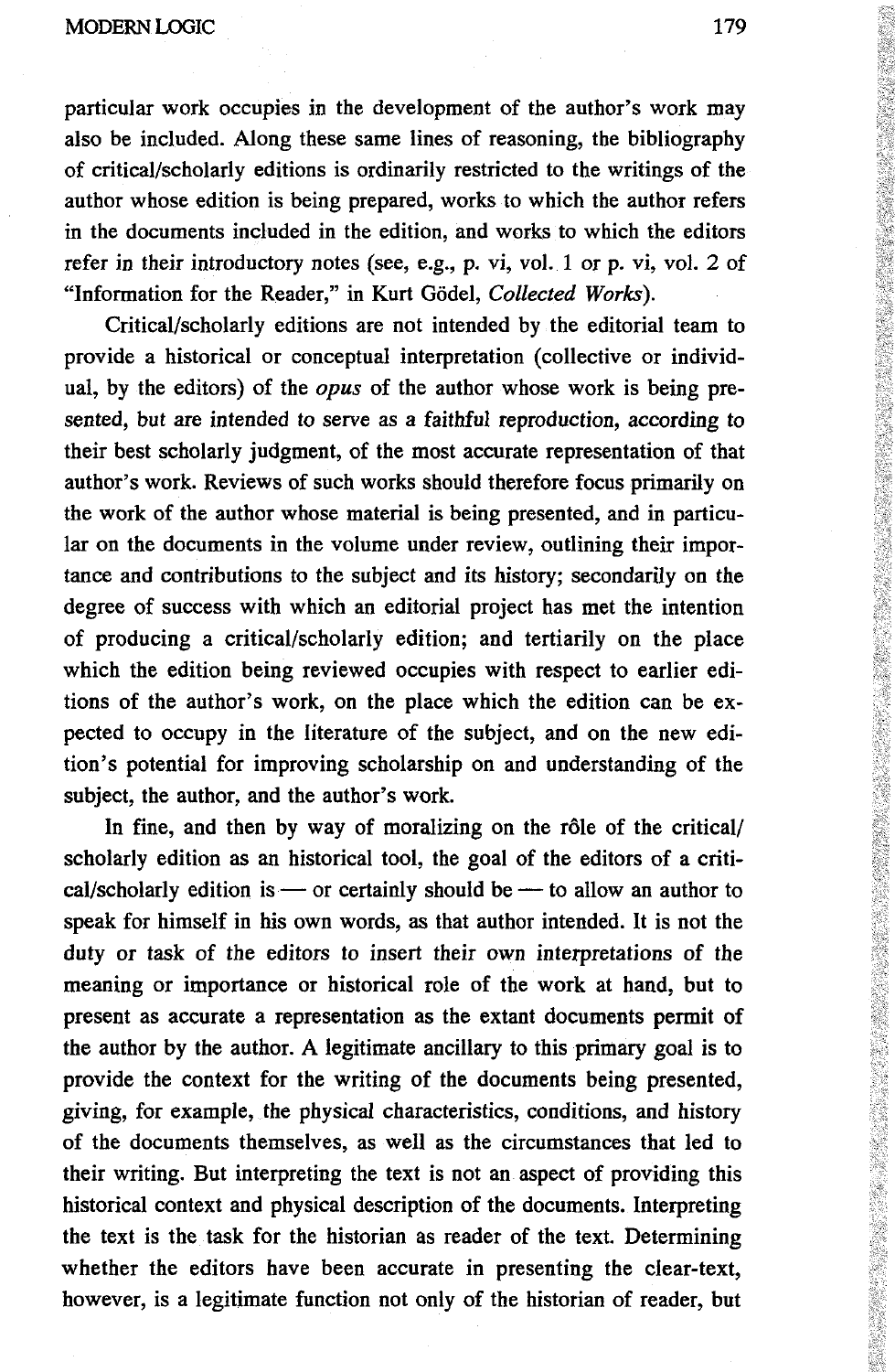particular work occupies in the development of the author's work may also be included. Along these same lines of reasoning, the bibliography of critical/scholarly editions is ordinarily restricted to the writings of the author whose edition is being prepared, works to which the author refers in the documents included in the edition, and works to which the editors refer in their introductory notes (see, e.g., p. vi, vol. 1 or p. vi, vol. 2 of "Information for the Reader," in Kurt Gödel, *Collected Works*).

Critical/scholarly editions are not intended by the editorial team to provide a historical or conceptual interpretation (collective or individual, by the editors) of the *opus* of the author whose work is being presented, but are intended to serve as a faithful reproduction, according to their best scholarly judgment, of the most accurate representation of that author's work. Reviews of such works should therefore focus primarily on the work of the author whose material is being presented, and in particular on the documents in the volume under review, outlining their importance and contributions to the subject and its history; secondarily on the degree of success with which an editorial project has met the intention of producing a critical/scholarly edition; and tertiarily on the place which the edition being reviewed occupies with respect to earlier editions of the author's work, on the place which the edition can be expected to occupy in the literature of the subject, and on the new edition's potential for improving scholarship on and understanding of the subject, the author, and the author's work.

In fine, and then by way of moralizing on the rôle of the critical/scholarly edition as an historical tool, the goal of the editors of a critical/scholarly edition is — or certainly should be — to allow an author to speak for himself in his own words, as that author intended. It is not the duty or task of the editors to insert their own interpretations of the meaning or importance or historical role of the work at hand, but to present as accurate a representation as the extant documents permit of the author by the author. A legitimate ancillary to this primary goal is to provide the context for the writing of the documents being presented, giving, for example, the physical characteristics, conditions, and history of the documents themselves, as well as the circumstances that led to their writing. But interpreting the text is not an aspect of providing this historical context and physical description of the documents. Interpreting the text is the task for the historian as reader of the text. Determining whether the editors have been accurate in presenting the clear-text, however, is a legitimate function not only of the historian of reader, but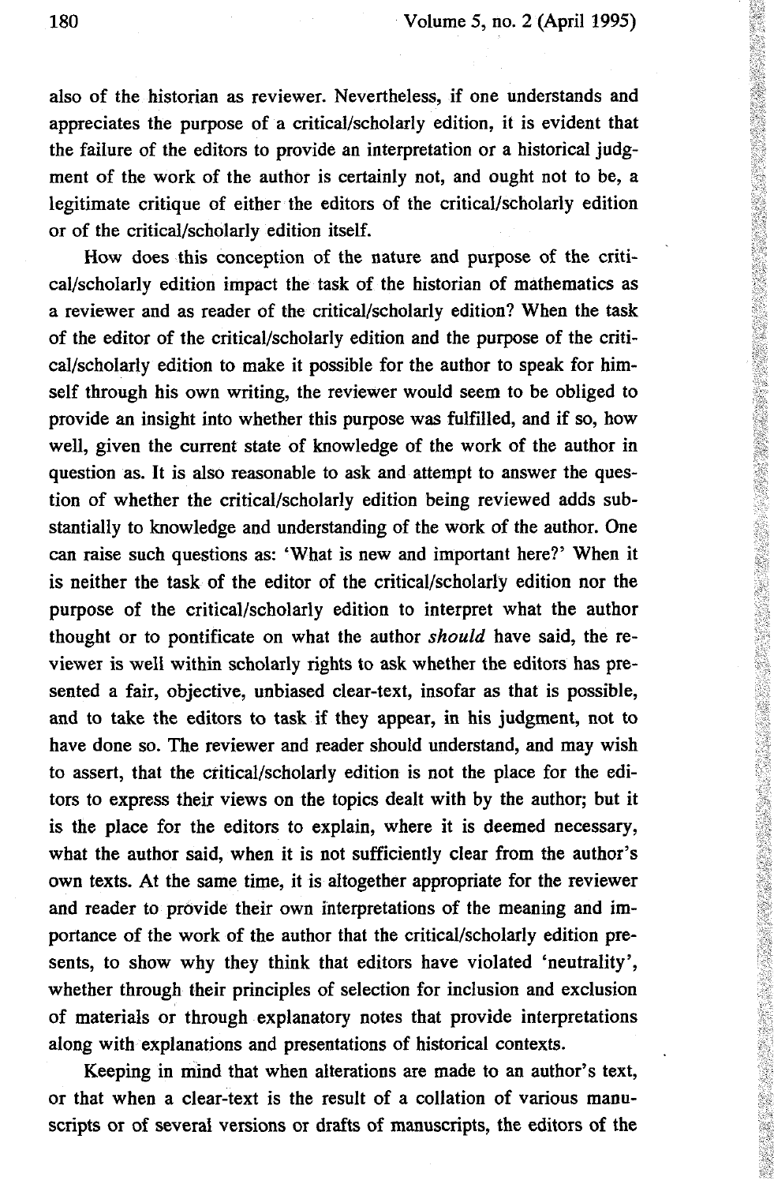also of the historian as reviewer. Nevertheless, if one understands and appreciates the purpose of a critical/scholarly edition, it is evident that the failure of the editors to provide an interpretation or a historical judgment of the work of the author is certainly not, and ought not to be, a legitimate critique of either the editors of the critical/scholarly edition or of the critical/scholarly edition itself.

How does this conception of the nature and purpose of the critical/scholarly edition impact the task of the historian of mathematics as a reviewer and as reader of the critical/scholarly edition? When the task of the editor of the critical/scholarly edition and the purpose of the critical/scholarly edition to make it possible for the author to speak for himself through his own writing, the reviewer would seem to be obliged to provide an insight into whether this purpose was fulfilled, and if so, how well, given the current state of knowledge of the work of the author in question as. It is also reasonable to ask and attempt to answer the question of whether the critical/scholarly edition being reviewed adds substantially to knowledge and understanding of the work of the author. One can raise such questions as: 'What is new and important here?' When it is neither the task of the editor of the critical/scholarly edition nor the purpose of the critical/scholarly edition to interpret what the author thought or to pontificate on what the author *should* have said, the reviewer is well within scholarly rights to ask whether the editors has presented a fair, objective, unbiased clear-text, insofar as that is possible, and to take the editors to task if they appear, in his judgment, not to have done so. The reviewer and reader should understand, and may wish to assert, that the critical/scholarly edition is not the place for the editors to express their views on the topics dealt with by the author; but it is the place for the editors to explain, where it is deemed necessary, what the author said, when it is not sufficiently clear from the author's own texts. At the same time, it is altogether appropriate for the reviewer and reader to provide their own interpretations of the meaning and importance of the work of the author that the critical/scholarly edition presents, to show why they think that editors have violated 'neutrality', whether through their principles of selection for inclusion and exclusion of materials or through explanatory notes that provide interpretations along with explanations and presentations of historical contexts.

Keeping in mind that when alterations are made to an author's text, or that when a clear-text is the result of a collation of various manuscripts or of several versions or drafts of manuscripts, the editors of the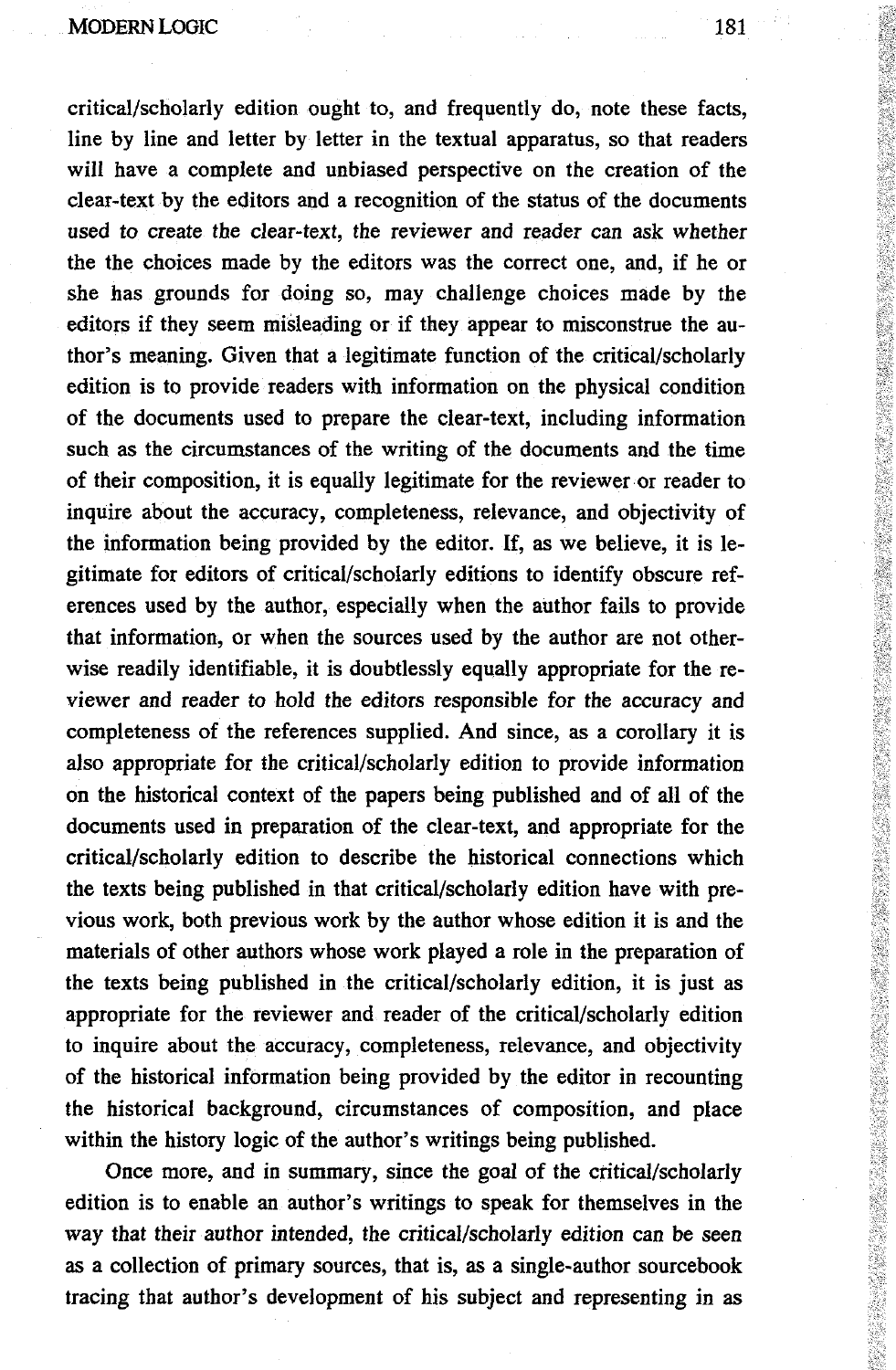critical/scholarly edition ought to, and frequently do, note these facts, line by line and letter by letter in the textual apparatus, so that readers will have a complete and unbiased perspective on the creation of the clear-text by the editors and a recognition of the status of the documents used to create the clear-text, the reviewer and reader can ask whether the the choices made by the editors was the correct one, and, if he or she has grounds for doing so, may challenge choices made by the editors if they seem misleading or if they appear to misconstrue the author's meaning. Given that a legitimate function of the critical/scholarly edition is to provide readers with information on the physical condition of the documents used to prepare the clear-text, including information such as the circumstances of the writing of the documents and the time of their composition, it is equally legitimate for the reviewer or reader to inquire about the accuracy, completeness, relevance, and objectivity of the information being provided by the editor. If, as we believe, it is legitimate for editors of critical/scholarly editions to identify obscure references used by the author, especially when the author fails to provide that information, or when the sources used by the author are not otherwise readily identifiable, it is doubtlessly equally appropriate for the reviewer and reader to hold the editors responsible for the accuracy and completeness of the references supplied. And since, as a corollary it is also appropriate for the critical/scholarly edition to provide information on the historical context of the papers being published and of all of the documents used in preparation of the clear-text, and appropriate for the critical/scholarly edition to describe the historical connections which the texts being published in that critical/scholarly edition have with previous work, both previous work by the author whose edition it is and the materials of other authors whose work played a role in the preparation of the texts being published in the critical/scholarly edition, it is just as appropriate for the reviewer and reader of the critical/scholarly edition to inquire about the accuracy, completeness, relevance, and objectivity of the historical information being provided by the editor in recounting the historical background, circumstances of composition, and place within the history logic of the author's writings being published.

Once more, and in summary, since the goal of the critical/scholarly edition is to enable an author's writings to speak for themselves in the way that their author intended, the critical/scholarly edition can be seen as a collection of primary sources, that is, as a single-author sourcebook tracing that author's development of his subject and representing in as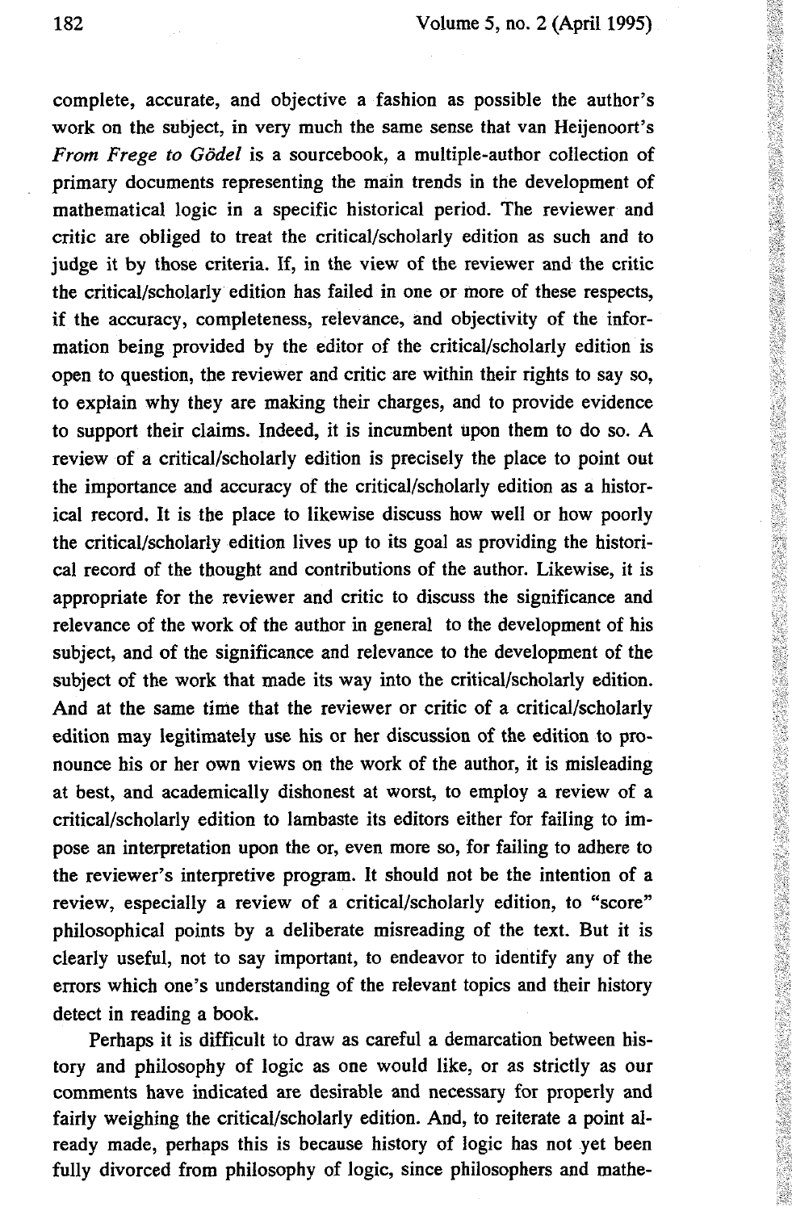complete, accurate, and objective a fashion as possible the author's work on the subject, in very much the same sense that van Heijenoort's *From Frege to Gödel* is a sourcebook, a multiple-author collection of primary documents representing the main trends in the development of mathematical logic in a specific historical period. The reviewer and critic are obliged to treat the critical/scholarly edition as such and to judge it by those criteria. If, in the view of the reviewer and the critic the critical/scholarly edition has failed in one or more of these respects, if the accuracy, completeness, relevance, and objectivity of the information being provided by the editor of the critical/scholarly edition is open to question, the reviewer and critic are within their rights to say so, to explain why they are making their charges, and to provide evidence to support their claims. Indeed, it is incumbent upon them to do so. A review of a critical/scholarly edition is precisely the place to point out the importance and accuracy of the critical/scholarly edition as a historical record. It is the place to likewise discuss how well or how poorly the critical/scholarly edition lives up to its goal as providing the historical record of the thought and contributions of the author. Likewise, it is appropriate for the reviewer and critic to discuss the significance and relevance of the work of the author in general to the development of his subject, and of the significance and relevance to the development of the subject of the work that made its way into the critical/scholarly edition. And at the same time that the reviewer or critic of a critical/scholarly edition may legitimately use his or her discussion of the edition to pronounce his or her own views on the work of the author, it is misleading at best, and academically dishonest at worst, to employ a review of a critical/scholarly edition to lambaste its editors either for failing to impose an interpretation upon the or, even more so, for failing to adhere to the reviewer's interpretive program. It should not be the intention of a review, especially a review of a critical/scholarly edition, to "score" philosophical points by a deliberate misreading of the text. But it is clearly useful, not to say important, to endeavor to identify any of the errors which one's understanding of the relevant topics and their history detect in reading a book.

Perhaps it is difficult to draw as careful a demarcation between history and philosophy of logic as one would like, or as strictly as our comments have indicated are desirable and necessary for properly and fairly weighing the critical/scholarly edition. And, to reiterate a point already made, perhaps this is because history of logic has not yet been fully divorced from philosophy of logic, since philosophers and mathe-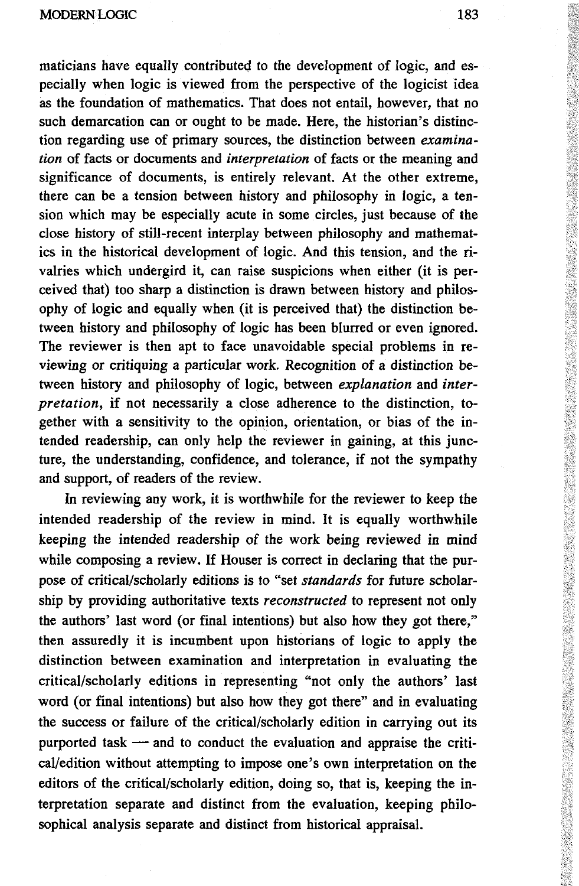maticians have equally contributed to the development of logic, and especially when logic is viewed from the perspective of the logicist idea as the foundation of mathematics. That does not entail, however, that no such demarcation can or ought to be made. Here, the historian's distinction regarding use of primary sources, the distinction between *examination* of facts or documents and *interpretation* of facts or the meaning and significance of documents, is entirely relevant. At the other extreme, there can be a tension between history and philosophy in logic, a tension which may be especially acute in some circles, just because of the close history of still-recent interplay between philosophy and mathematics in the historical development of logic. And this tension, and the rivalries which undergird it, can raise suspicions when either (it is perceived that) too sharp a distinction is drawn between history and philosophy of logic and equally when (it is perceived that) the distinction between history and philosophy of logic has been blurred or even ignored. The reviewer is then apt to face unavoidable special problems in reviewing or critiquing a particular work. Recognition of a distinction between history and philosophy of logic, between *explanation* and *interpretation*, if not necessarily a close adherence to the distinction, together with a sensitivity to the opinion, orientation, or bias of the intended readership, can only help the reviewer in gaining, at this juncture, the understanding, confidence, and tolerance, if not the sympathy and support, of readers of the review.

In reviewing any work, it is worthwhile for the reviewer to keep the intended readership of the review in mind. It is equally worthwhile keeping the intended readership of the work being reviewed in mind while composing a review. If Houser is correct in declaring that the purpose of critical/scholarly editions is to "set *standards* for future scholarship by providing authoritative texts *reconstructed* to represent not only the authors' last word (or final intentions) but also how they got there," then assuredly it is incumbent upon historians of logic to apply the distinction between examination and interpretation in evaluating the critical/scholarly editions in representing "not only the authors' last word (or final intentions) but also how they got there" and in evaluating the success or failure of the critical/scholarly edition in carrying out its purported task — and to conduct the evaluation and appraise the critical/edition without attempting to impose one's own interpretation on the editors of the critical/scholarly edition, doing so, that is, keeping the interpretation separate and distinct from the evaluation, keeping philosophical analysis separate and distinct from historical appraisal.